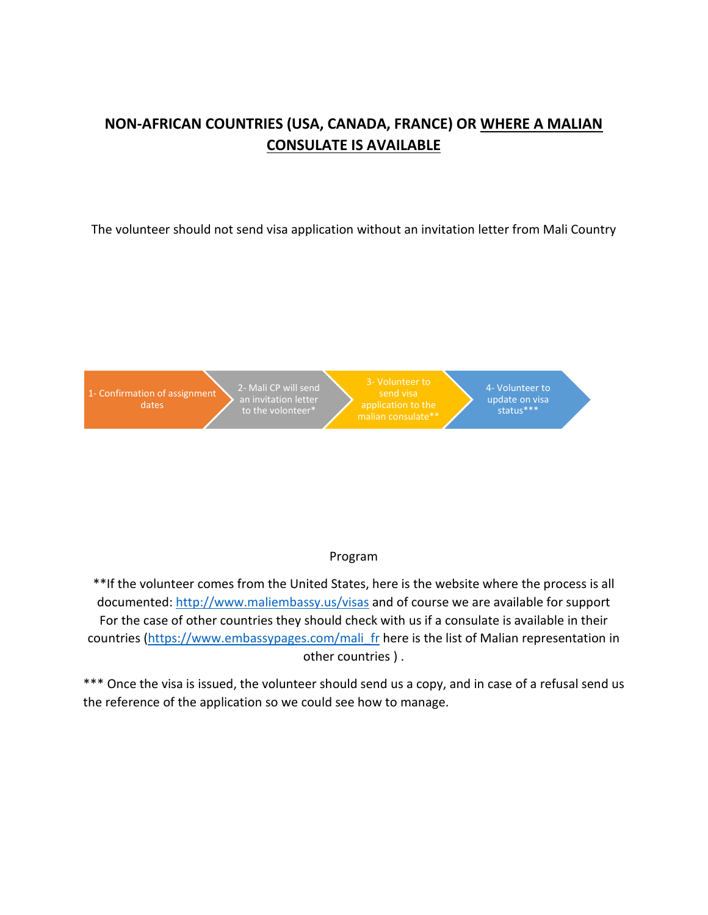## NON-AFRICAN COUNTRIES (USA, CANADA, FRANCE) OR <u>WHERE A MALIAN CONSULATE IS AVAILABLE</u>

The volunteer should not send visa application without an invitation letter from Mali Country

1- Confirmation of assignment dates → 2- Mali CP will send an invitation letter to the volonteer* → 3- Volunteer to send visa application to the malian consulate** → 4- Volunteer to update on visa status***

Program

**If the volunteer comes from the United States, here is the website where the process is all documented: [http://www.maliembassy.us/visas](http://www.maliembassy.us/visas) and of course we are available for support
For the case of other countries they should check with us if a consulate is available in their countries ([https://www.embassypages.com/mali_fr](https://www.embassypages.com/mali_fr) here is the list of Malian representation in other countries ) .

*** Once the visa is issued, the volunteer should send us a copy, and in case of a refusal send us the reference of the application so we could see how to manage.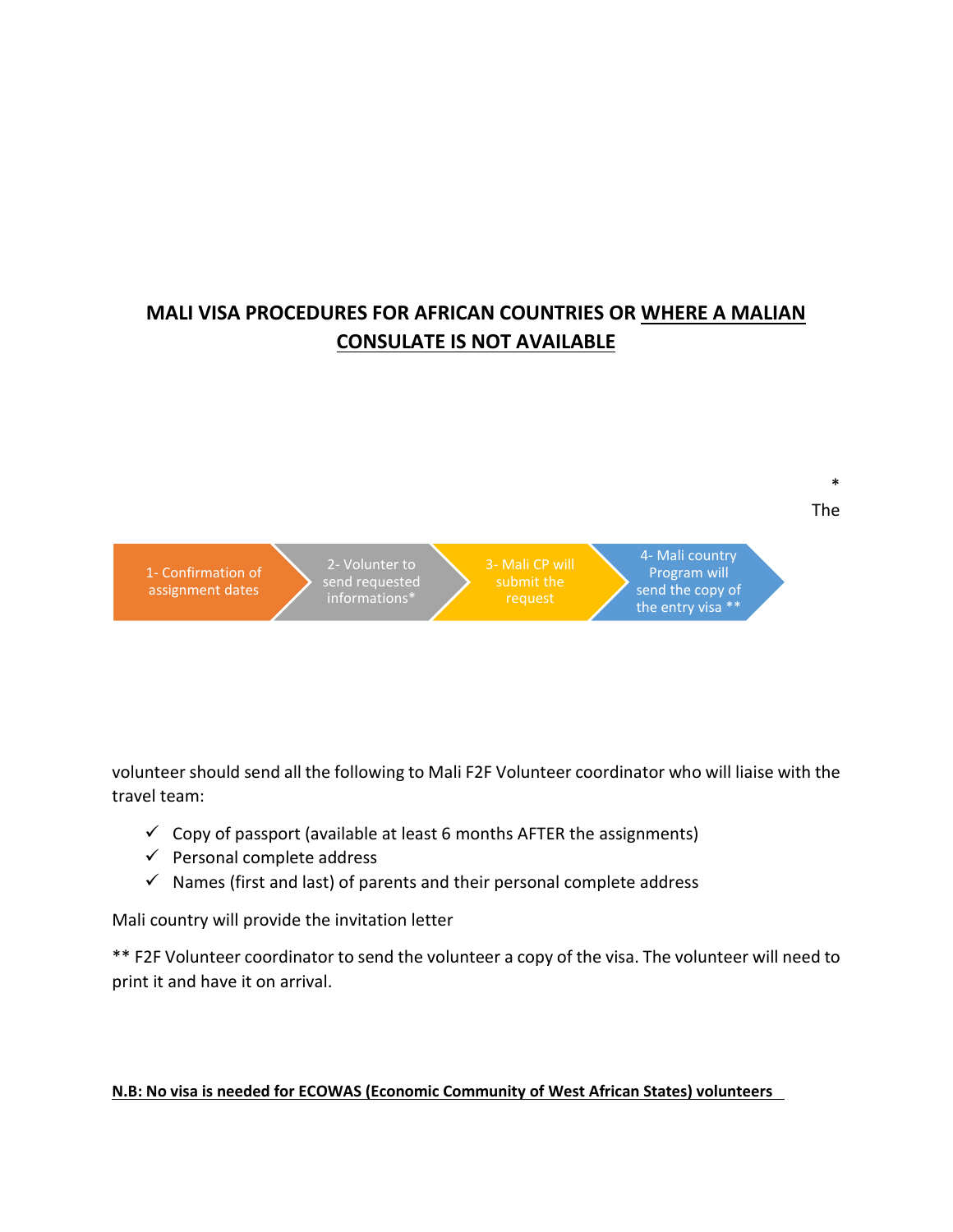## MALI VISA PROCEDURES FOR AFRICAN COUNTRIES OR WHERE A MALIAN CONSULATE IS NOT AVAILABLE

1- Confirmation of assignment dates

2- Volunter to send requested informations*

3- Mali CP will submit the request

4- Mali country Program will send the copy of the entry visa **

* The volunteer should send all the following to Mali F2F Volunteer coordinator who will liaise with the travel team:

- ✓ Copy of passport (available at least 6 months AFTER the assignments)
- ✓ Personal complete address
- ✓ Names (first and last) of parents and their personal complete address

Mali country will provide the invitation letter

** F2F Volunteer coordinator to send the volunteer a copy of the visa. The volunteer will need to print it and have it on arrival.

**N.B: No visa is needed for ECOWAS (Economic Community of West African States) volunteers**